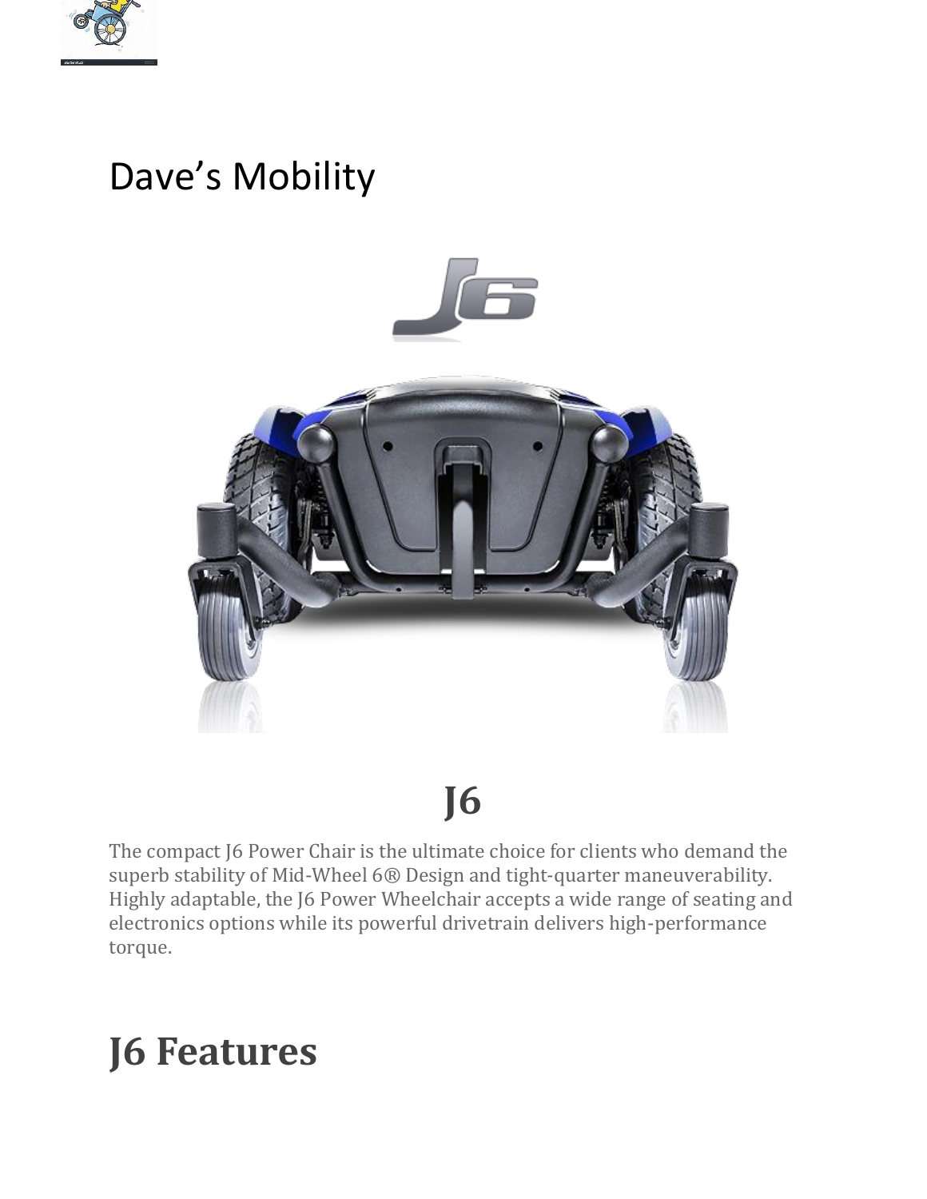Dave's Mobility

# J6

The compact J6 Power Chair is the ultimate choice for clients who demand the superb stability of Mid-Wheel 6® Design and tight-quarter maneuverability. Highly adaptable, the J6 Power Wheelchair accepts a wide range of seating and electronics options while its powerful drivetrain delivers high-performance torque.

# J6 Features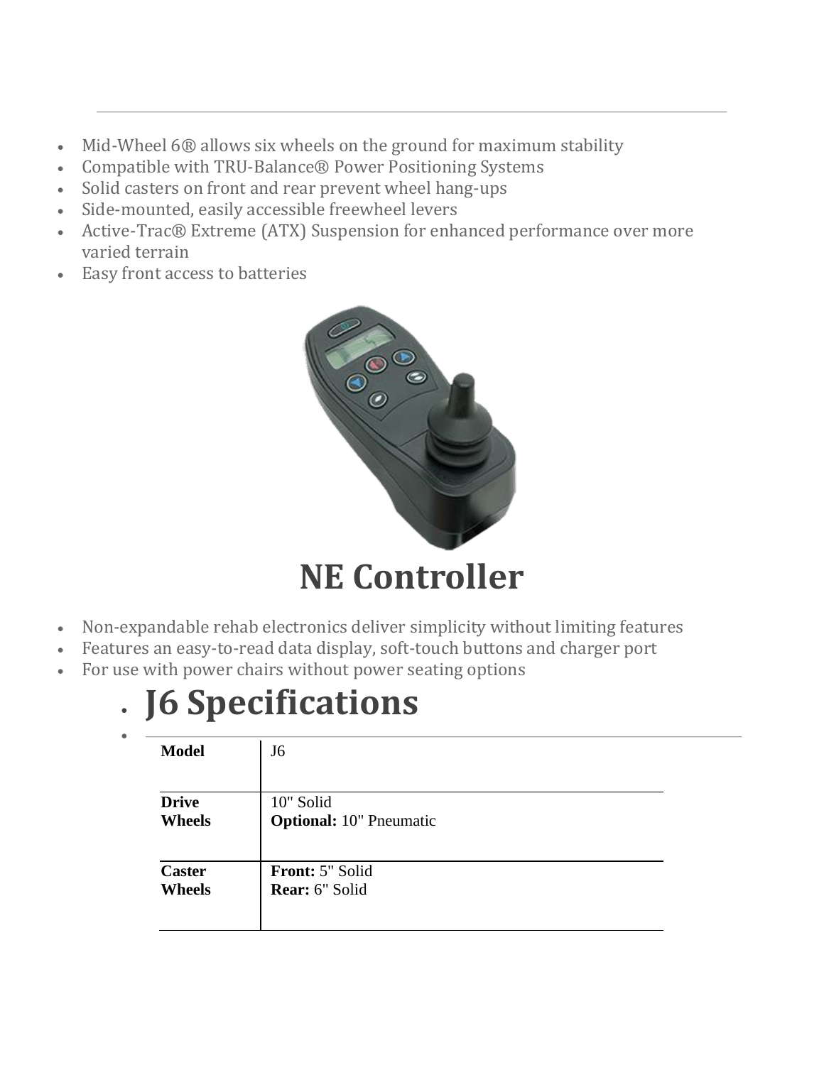- Mid-Wheel 6® allows six wheels on the ground for maximum stability
- Compatible with TRU-Balance® Power Positioning Systems
- Solid casters on front and rear prevent wheel hang-ups
- Side-mounted, easily accessible freewheel levers
- Active-Trac® Extreme (ATX) Suspension for enhanced performance over more varied terrain
- Easy front access to batteries

## NE Controller

- Non-expandable rehab electronics deliver simplicity without limiting features
- Features an easy-to-read data display, soft-touch buttons and charger port
- For use with power chairs without power seating options

## J6 Specifications

| | |
|---|---|
| **Model** | J6 |
| **Drive Wheels** | 10" Solid<br>**Optional:** 10" Pneumatic |
| **Caster Wheels** | **Front:** 5" Solid<br>**Rear:** 6" Solid |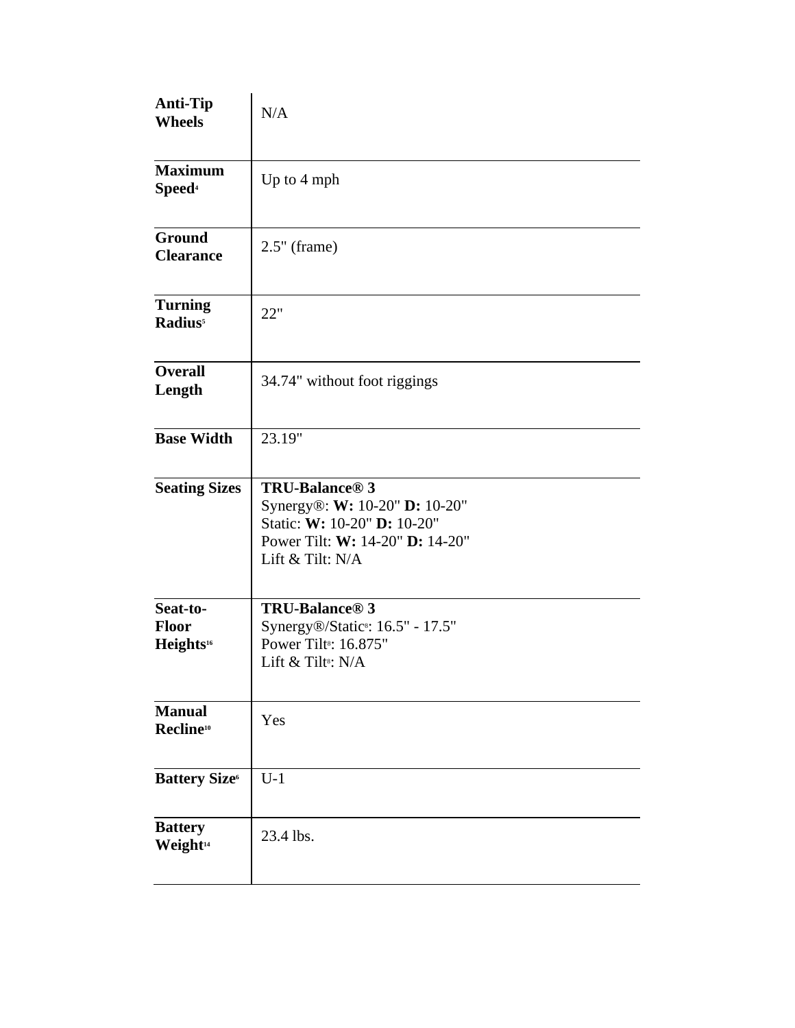| | |
|---|---|
| **Anti-Tip Wheels** | N/A |
| **Maximum Speed**[4] | Up to 4 mph |
| **Ground Clearance** | 2.5" (frame) |
| **Turning Radius**[5] | 22" |
| **Overall Length** | 34.74" without foot riggings |
| **Base Width** | 23.19" |
| **Seating Sizes** | **TRU-Balance® 3**<br>Synergy®: **W:** 10-20" **D:** 10-20"<br>Static: **W:** 10-20" **D:** 10-20"<br>Power Tilt: **W:** 14-20" **D:** 14-20"<br>Lift & Tilt: N/A |
| **Seat-to-Floor Heights**[16] | **TRU-Balance® 3**<br>Synergy®/Static[8]: 16.5" - 17.5"<br>Power Tilt[8]: 16.875"<br>Lift & Tilt[8]: N/A |
| **Manual Recline**[10] | Yes |
| **Battery Size**[6] | U-1 |
| **Battery Weight**[14] | 23.4 lbs. |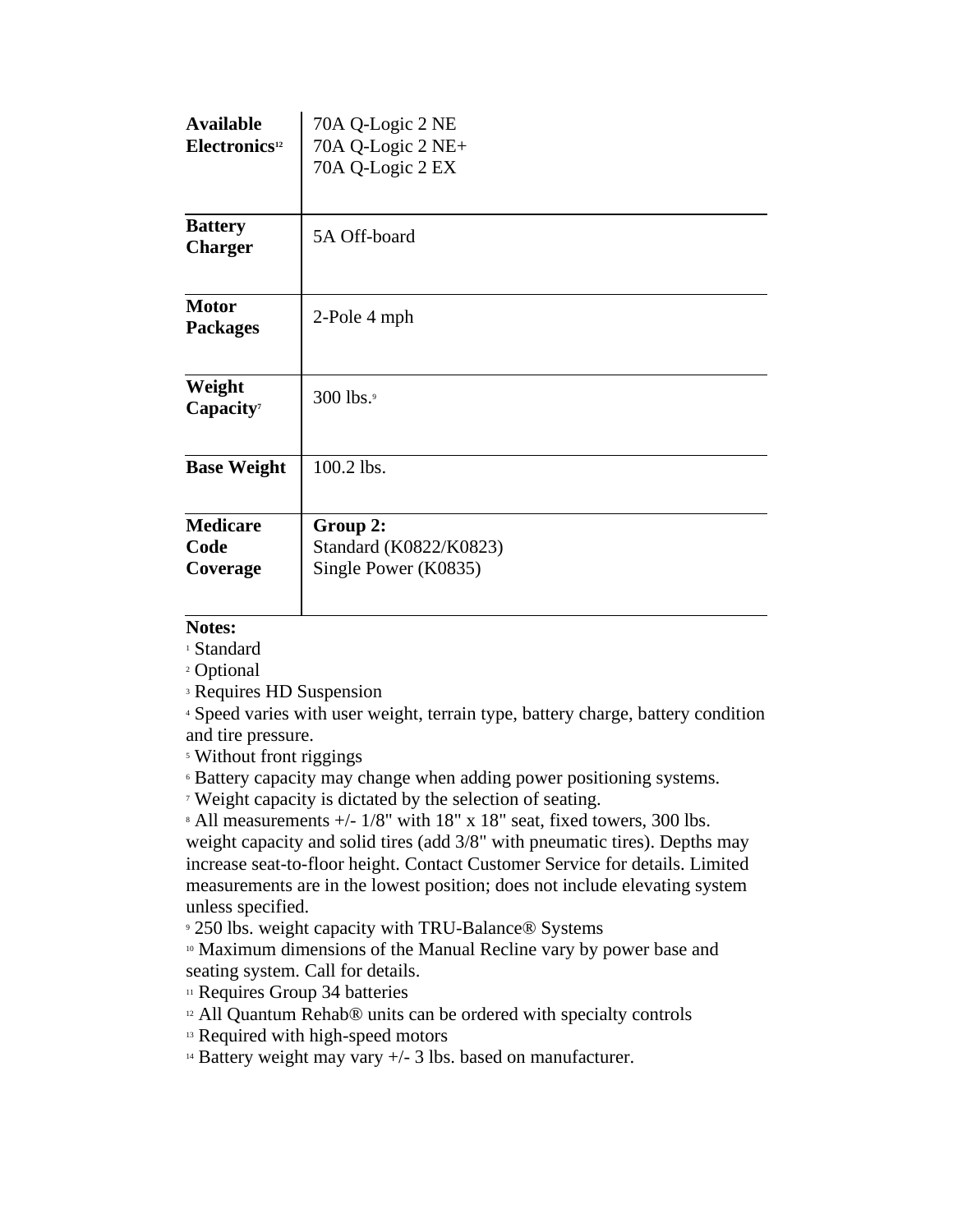| | |
|---|---|
| **Available Electronics**[12] | 70A Q-Logic 2 NE<br>70A Q-Logic 2 NE+<br>70A Q-Logic 2 EX |
| **Battery Charger** | 5A Off-board |
| **Motor Packages** | 2-Pole 4 mph |
| **Weight Capacity**[7] | 300 lbs.[9] |
| **Base Weight** | 100.2 lbs. |
| **Medicare Code Coverage** | **Group 2:**<br>Standard (K0822/K0823)<br>Single Power (K0835) |

**Notes:**

[1] Standard

[2] Optional

[3] Requires HD Suspension

[4] Speed varies with user weight, terrain type, battery charge, battery condition and tire pressure.

[5] Without front riggings

[6] Battery capacity may change when adding power positioning systems.

[7] Weight capacity is dictated by the selection of seating.

[8] All measurements +/- 1/8" with 18" x 18" seat, fixed towers, 300 lbs. weight capacity and solid tires (add 3/8" with pneumatic tires). Depths may increase seat-to-floor height. Contact Customer Service for details. Limited measurements are in the lowest position; does not include elevating system unless specified.

[9] 250 lbs. weight capacity with TRU-Balance® Systems

[10] Maximum dimensions of the Manual Recline vary by power base and seating system. Call for details.

[11] Requires Group 34 batteries

[12] All Quantum Rehab® units can be ordered with specialty controls

[13] Required with high-speed motors

[14] Battery weight may vary +/- 3 lbs. based on manufacturer.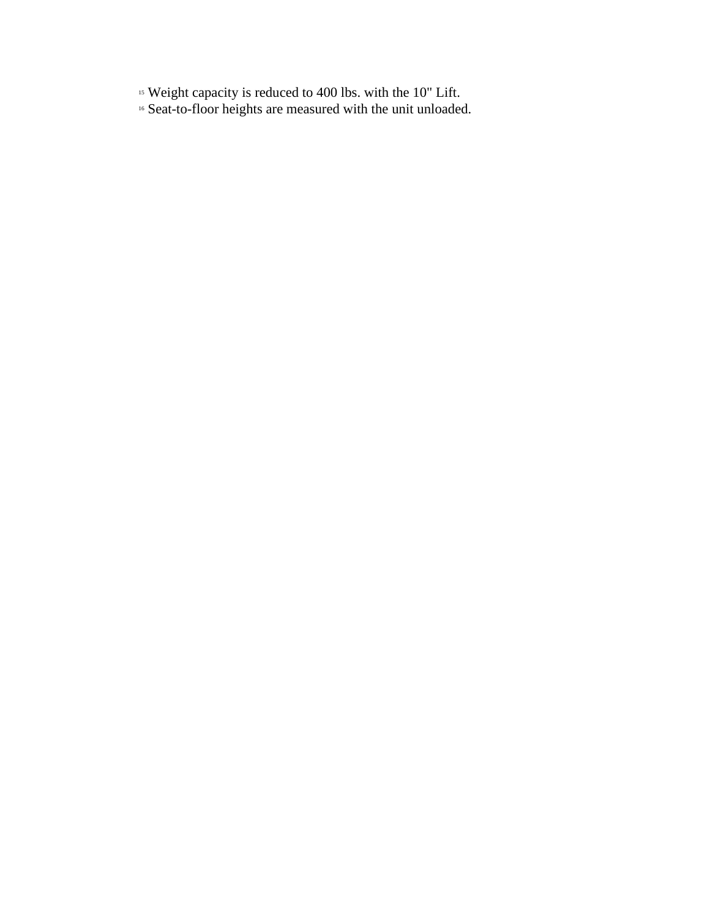[15] Weight capacity is reduced to 400 lbs. with the 10" Lift.

[16] Seat-to-floor heights are measured with the unit unloaded.